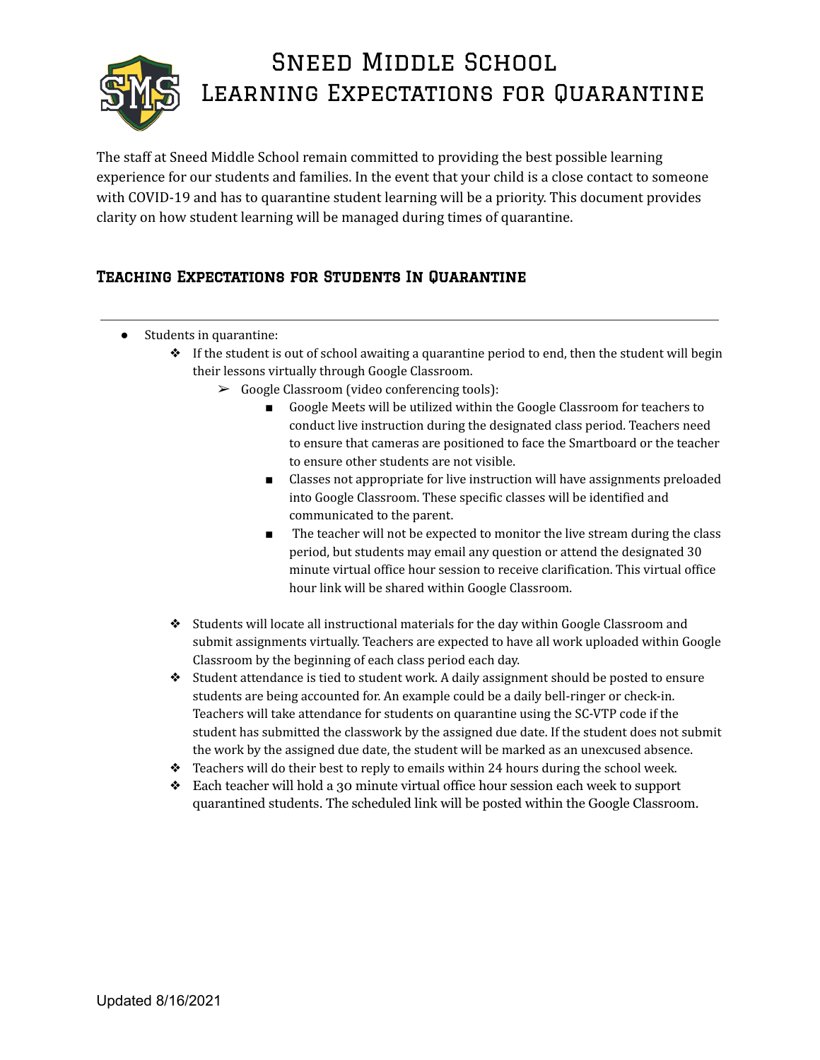# Sneed Middle School
# Learning Expectations for Quarantine

The staff at Sneed Middle School remain committed to providing the best possible learning experience for our students and families. In the event that your child is a close contact to someone with COVID-19 and has to quarantine student learning will be a priority. This document provides clarity on how student learning will be managed during times of quarantine.

## Teaching Expectations for Students In Quarantine

---

- Students in quarantine:
  - If the student is out of school awaiting a quarantine period to end, then the student will begin their lessons virtually through Google Classroom.
    - Google Classroom (video conferencing tools):
      - Google Meets will be utilized within the Google Classroom for teachers to conduct live instruction during the designated class period. Teachers need to ensure that cameras are positioned to face the Smartboard or the teacher to ensure other students are not visible.
      - Classes not appropriate for live instruction will have assignments preloaded into Google Classroom. These specific classes will be identified and communicated to the parent.
      - The teacher will not be expected to monitor the live stream during the class period, but students may email any question or attend the designated 30 minute virtual office hour session to receive clarification. This virtual office hour link will be shared within Google Classroom.
  - Students will locate all instructional materials for the day within Google Classroom and submit assignments virtually. Teachers are expected to have all work uploaded within Google Classroom by the beginning of each class period each day.
  - Student attendance is tied to student work. A daily assignment should be posted to ensure students are being accounted for. An example could be a daily bell-ringer or check-in. Teachers will take attendance for students on quarantine using the SC-VTP code if the student has submitted the classwork by the assigned due date. If the student does not submit the work by the assigned due date, the student will be marked as an unexcused absence.
  - Teachers will do their best to reply to emails within 24 hours during the school week.
  - Each teacher will hold a 30 minute virtual office hour session each week to support quarantined students. The scheduled link will be posted within the Google Classroom.

Updated 8/16/2021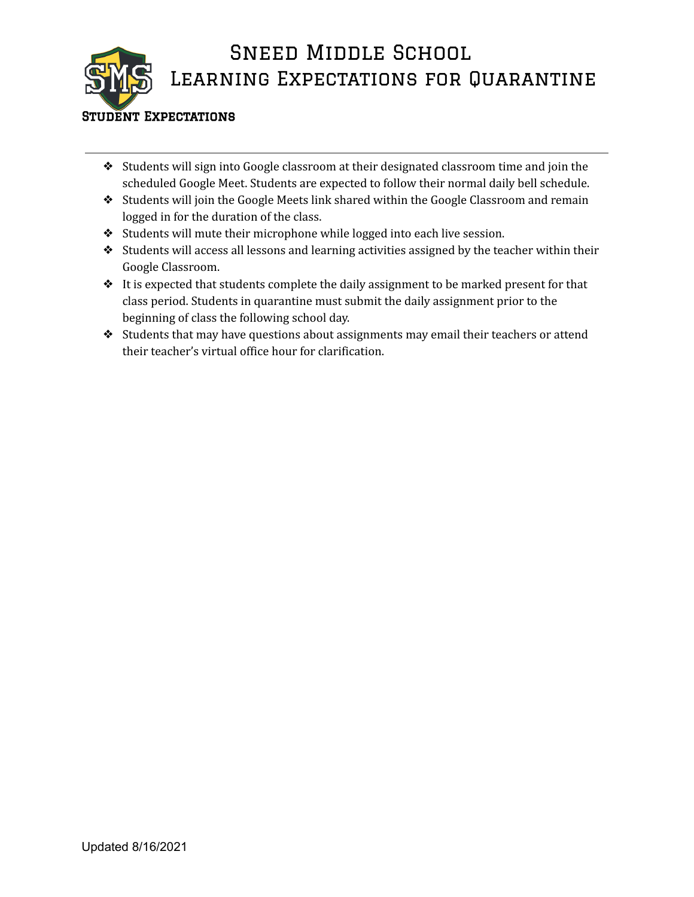# Sneed Middle School
# Learning Expectations for Quarantine

## Student Expectations

---

- Students will sign into Google classroom at their designated classroom time and join the scheduled Google Meet. Students are expected to follow their normal daily bell schedule.
- Students will join the Google Meets link shared within the Google Classroom and remain logged in for the duration of the class.
- Students will mute their microphone while logged into each live session.
- Students will access all lessons and learning activities assigned by the teacher within their Google Classroom.
- It is expected that students complete the daily assignment to be marked present for that class period. Students in quarantine must submit the daily assignment prior to the beginning of class the following school day.
- Students that may have questions about assignments may email their teachers or attend their teacher's virtual office hour for clarification.

Updated 8/16/2021